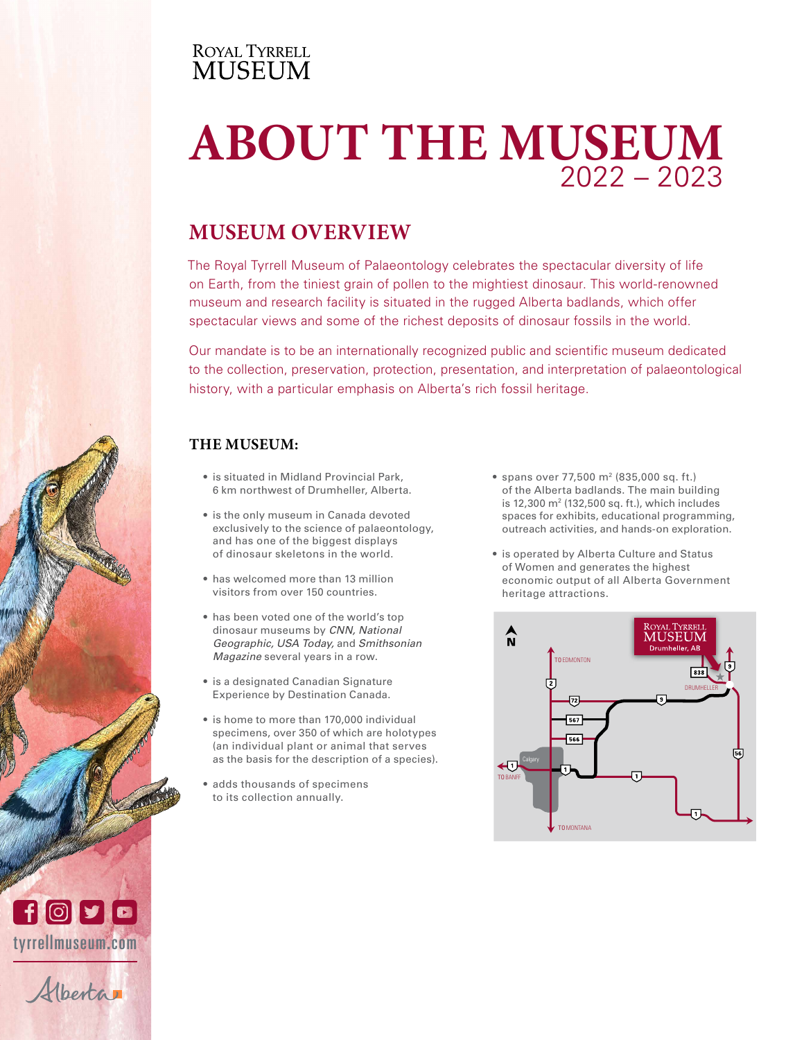ROYAL TYRRELL MUSEUM

# ABOUT THE MUSEUM 2022 – 2023

## MUSEUM OVERVIEW

The Royal Tyrrell Museum of Palaeontology celebrates the spectacular diversity of life on Earth, from the tiniest grain of pollen to the mightiest dinosaur. This world-renowned museum and research facility is situated in the rugged Alberta badlands, which offer spectacular views and some of the richest deposits of dinosaur fossils in the world.

Our mandate is to be an internationally recognized public and scientific museum dedicated to the collection, preservation, protection, presentation, and interpretation of palaeontological history, with a particular emphasis on Alberta's rich fossil heritage.

### THE MUSEUM:

- is situated in Midland Provincial Park, 6 km northwest of Drumheller, Alberta.
- is the only museum in Canada devoted exclusively to the science of palaeontology, and has one of the biggest displays of dinosaur skeletons in the world.
- has welcomed more than 13 million visitors from over 150 countries.
- has been voted one of the world's top dinosaur museums by *CNN, National Geographic, USA Today,* and *Smithsonian Magazine* several years in a row.
- is a designated Canadian Signature Experience by Destination Canada.
- is home to more than 170,000 individual specimens, over 350 of which are holotypes (an individual plant or animal that serves as the basis for the description of a species).
- adds thousands of specimens to its collection annually.
- spans over 77,500 m² (835,000 sq. ft.) of the Alberta badlands. The main building is 12,300 m² (132,500 sq. ft.), which includes spaces for exhibits, educational programming, outreach activities, and hands-on exploration.
- is operated by Alberta Culture and Status of Women and generates the highest economic output of all Alberta Government heritage attractions.

tyrrellmuseum.com

Alberta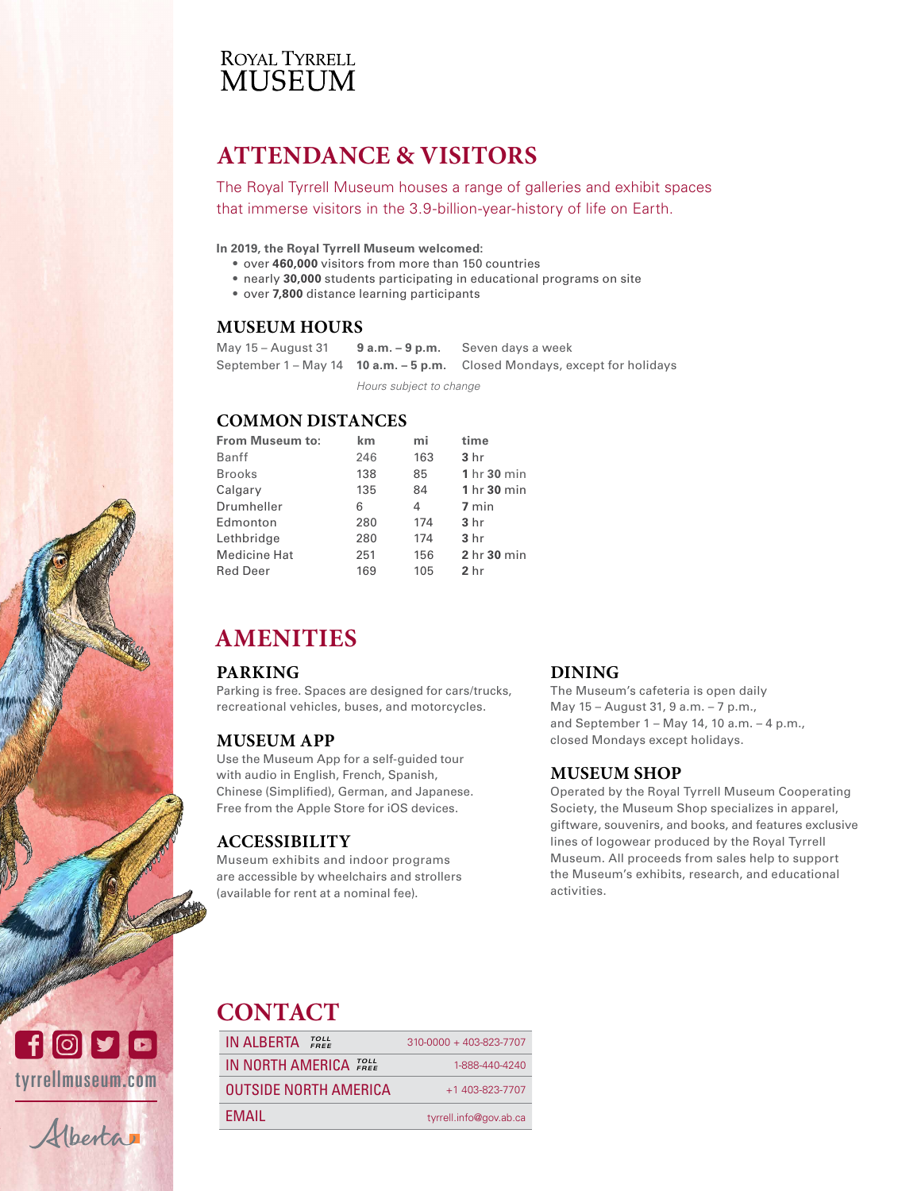# ROYAL TYRRELL MUSEUM

## ATTENDANCE & VISITORS

The Royal Tyrrell Museum houses a range of galleries and exhibit spaces that immerse visitors in the 3.9-billion-year-history of life on Earth.

**In 2019, the Royal Tyrrell Museum welcomed:**

- over **460,000** visitors from more than 150 countries
- nearly **30,000** students participating in educational programs on site
- over **7,800** distance learning participants

### MUSEUM HOURS

| | | |
|---|---|---|
| May 15 – August 31 | **9 a.m. – 9 p.m.** | Seven days a week |
| September 1 – May 14 | **10 a.m. – 5 p.m.** | Closed Mondays, except for holidays |
| | *Hours subject to change* | |

### COMMON DISTANCES

| From Museum to: | km | mi | time |
|---|---|---|---|
| Banff | 246 | 163 | **3** hr |
| Brooks | 138 | 85 | **1** hr **30** min |
| Calgary | 135 | 84 | **1** hr **30** min |
| Drumheller | 6 | 4 | **7** min |
| Edmonton | 280 | 174 | **3** hr |
| Lethbridge | 280 | 174 | **3** hr |
| Medicine Hat | 251 | 156 | **2** hr **30** min |
| Red Deer | 169 | 105 | **2** hr |

## AMENITIES

### PARKING

Parking is free. Spaces are designed for cars/trucks, recreational vehicles, buses, and motorcycles.

### MUSEUM APP

Use the Museum App for a self-guided tour with audio in English, French, Spanish, Chinese (Simplified), German, and Japanese. Free from the Apple Store for iOS devices.

### ACCESSIBILITY

Museum exhibits and indoor programs are accessible by wheelchairs and strollers (available for rent at a nominal fee).

### DINING

The Museum's cafeteria is open daily May 15 – August 31, 9 a.m. – 7 p.m., and September 1 – May 14, 10 a.m. – 4 p.m., closed Mondays except holidays.

### MUSEUM SHOP

Operated by the Royal Tyrrell Museum Cooperating Society, the Museum Shop specializes in apparel, giftware, souvenirs, and books, and features exclusive lines of logowear produced by the Royal Tyrrell Museum. All proceeds from sales help to support the Museum's exhibits, research, and educational activities.

## CONTACT

| | |
|---|---|
| IN ALBERTA TOLL FREE | 310-0000 + 403-823-7707 |
| IN NORTH AMERICA TOLL FREE | 1-888-440-4240 |
| OUTSIDE NORTH AMERICA | +1 403-823-7707 |
| EMAIL | tyrrell.info@gov.ab.ca |

tyrrellmuseum.com

Alberta